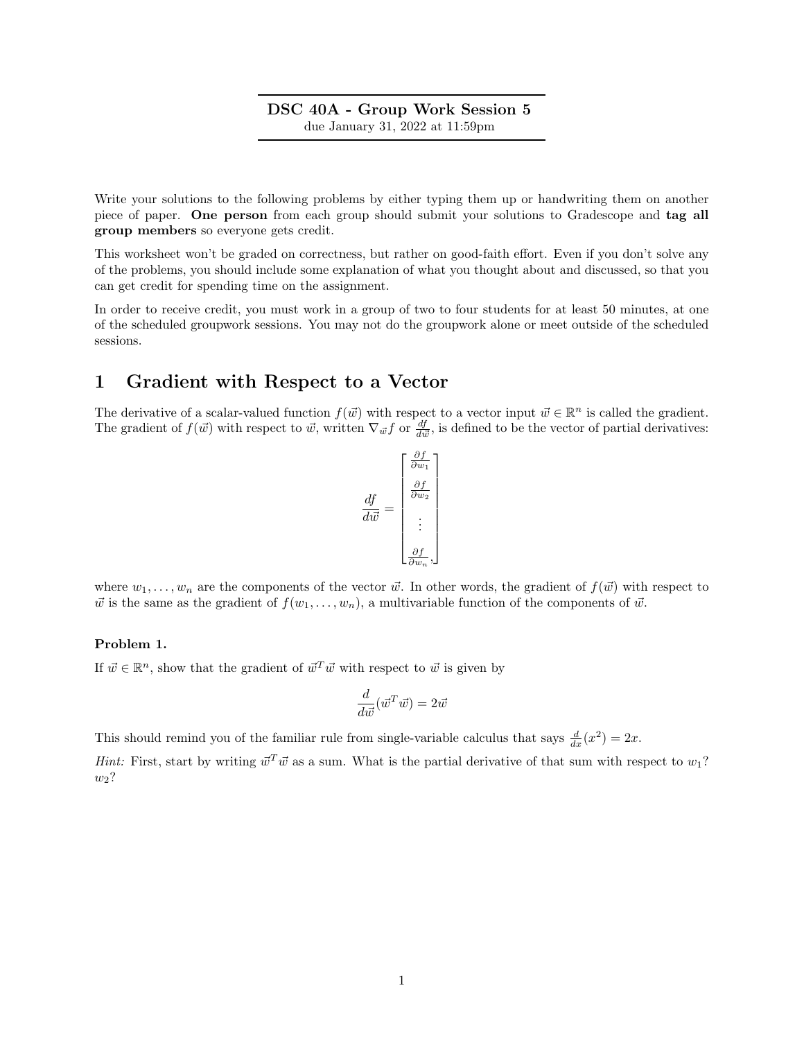**DSC 40A - Group Work Session 5**
due January 31, 2022 at 11:59pm

Write your solutions to the following problems by either typing them up or handwriting them on another piece of paper. **One person** from each group should submit your solutions to Gradescope and **tag all group members** so everyone gets credit.

This worksheet won't be graded on correctness, but rather on good-faith effort. Even if you don't solve any of the problems, you should include some explanation of what you thought about and discussed, so that you can get credit for spending time on the assignment.

In order to receive credit, you must work in a group of two to four students for at least 50 minutes, at one of the scheduled groupwork sessions. You may not do the groupwork alone or meet outside of the scheduled sessions.

# 1 Gradient with Respect to a Vector

The derivative of a scalar-valued function $f(\vec{w})$ with respect to a vector input $\vec{w} \in \mathbb{R}^n$ is called the gradient. The gradient of $f(\vec{w})$ with respect to $\vec{w}$, written $\nabla_{\vec{w}} f$ or $\frac{df}{d\vec{w}}$, is defined to be the vector of partial derivatives:

$$\frac{df}{d\vec{w}} = \begin{bmatrix} \frac{\partial f}{\partial w_1} \\ \frac{\partial f}{\partial w_2} \\ \vdots \\ \frac{\partial f}{\partial w_n}, \end{bmatrix}$$

where $w_1, \ldots, w_n$ are the components of the vector $\vec{w}$. In other words, the gradient of $f(\vec{w})$ with respect to $\vec{w}$ is the same as the gradient of $f(w_1, \ldots, w_n)$, a multivariable function of the components of $\vec{w}$.

**Problem 1.**

If $\vec{w} \in \mathbb{R}^n$, show that the gradient of $\vec{w}^T\vec{w}$ with respect to $\vec{w}$ is given by

$$\frac{d}{d\vec{w}}(\vec{w}^T\vec{w}) = 2\vec{w}$$

This should remind you of the familiar rule from single-variable calculus that says $\frac{d}{dx}(x^2) = 2x$.

*Hint:* First, start by writing $\vec{w}^T\vec{w}$ as a sum. What is the partial derivative of that sum with respect to $w_1$? $w_2$?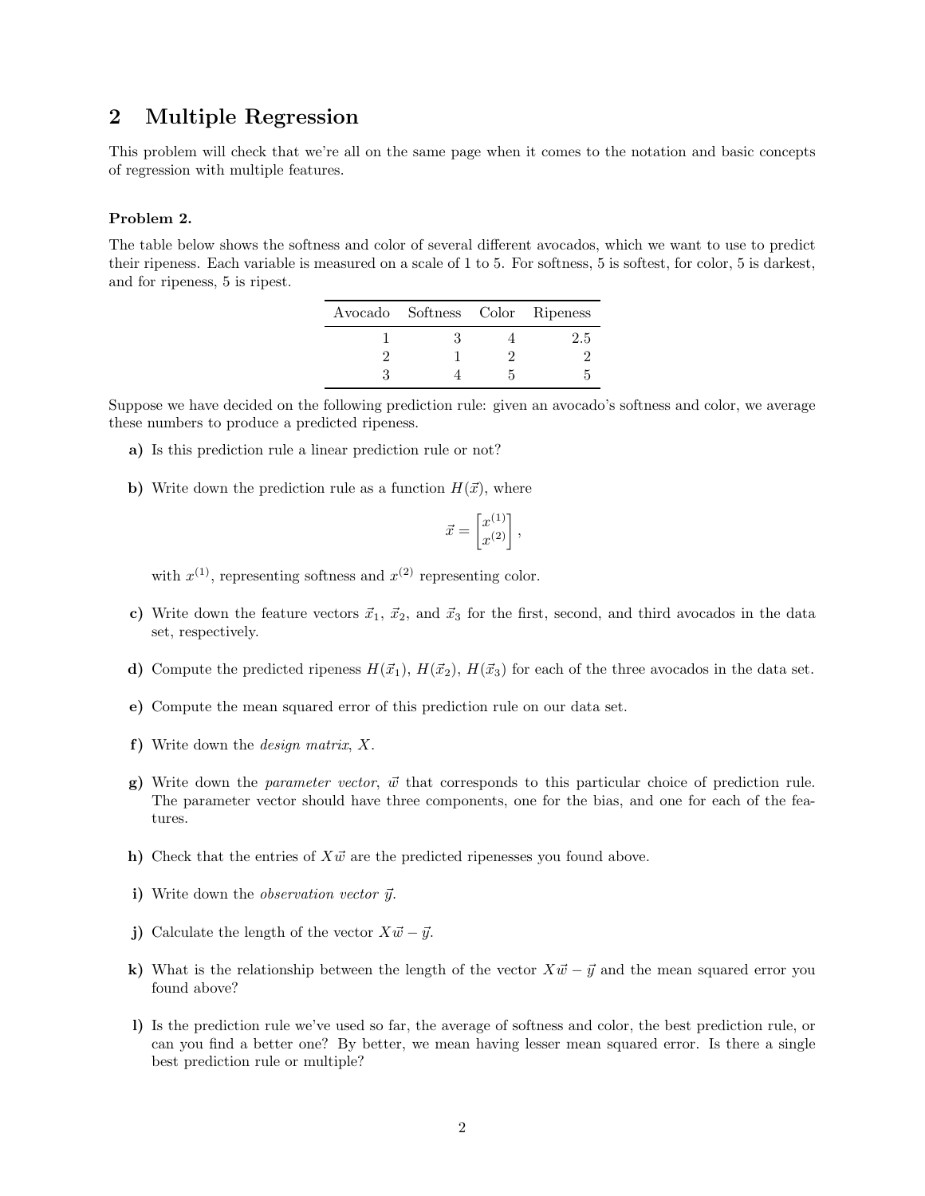## 2 Multiple Regression

This problem will check that we're all on the same page when it comes to the notation and basic concepts of regression with multiple features.

**Problem 2.**

The table below shows the softness and color of several different avocados, which we want to use to predict their ripeness. Each variable is measured on a scale of 1 to 5. For softness, 5 is softest, for color, 5 is darkest, and for ripeness, 5 is ripest.

| Avocado | Softness | Color | Ripeness |
|---|---|---|---|
| 1 | 3 | 4 | 2.5 |
| 2 | 1 | 2 | 2 |
| 3 | 4 | 5 | 5 |

Suppose we have decided on the following prediction rule: given an avocado's softness and color, we average these numbers to produce a predicted ripeness.

**a)** Is this prediction rule a linear prediction rule or not?

**b)** Write down the prediction rule as a function $H(\vec{x})$, where

$$\vec{x} = \begin{bmatrix} x^{(1)} \\ x^{(2)} \end{bmatrix},$$

with $x^{(1)}$, representing softness and $x^{(2)}$ representing color.

**c)** Write down the feature vectors $\vec{x}_1$, $\vec{x}_2$, and $\vec{x}_3$ for the first, second, and third avocados in the data set, respectively.

**d)** Compute the predicted ripeness $H(\vec{x}_1)$, $H(\vec{x}_2)$, $H(\vec{x}_3)$ for each of the three avocados in the data set.

**e)** Compute the mean squared error of this prediction rule on our data set.

**f)** Write down the *design matrix*, $X$.

**g)** Write down the *parameter vector*, $\vec{w}$ that corresponds to this particular choice of prediction rule. The parameter vector should have three components, one for the bias, and one for each of the features.

**h)** Check that the entries of $X\vec{w}$ are the predicted ripenesses you found above.

**i)** Write down the *observation vector* $\vec{y}$.

**j)** Calculate the length of the vector $X\vec{w} - \vec{y}$.

**k)** What is the relationship between the length of the vector $X\vec{w} - \vec{y}$ and the mean squared error you found above?

**l)** Is the prediction rule we've used so far, the average of softness and color, the best prediction rule, or can you find a better one? By better, we mean having lesser mean squared error. Is there a single best prediction rule or multiple?